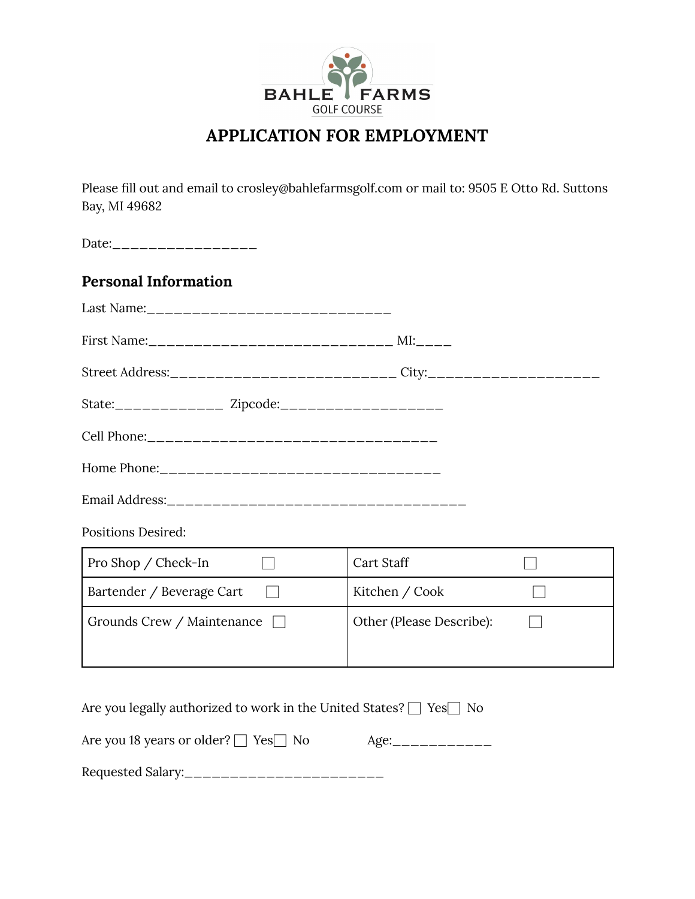BAHLE FARMS

GOLF COURSE

# APPLICATION FOR EMPLOYMENT

Please fill out and email to crosley@bahlefarmsgolf.com or mail to: 9505 E Otto Rd. Suttons Bay, MI 49682

Date:_________________

## Personal Information

Last Name:_____________________________

First Name:_____________________________ MI:____

Street Address:___________________________ City:_____________________

State:_____________ Zipcode:___________________

Cell Phone:__________________________________

Home Phone:_________________________________

Email Address:___________________________________

Positions Desired:

| | |
|---|---|
| Pro Shop / Check-In ☐ | Cart Staff ☐ |
| Bartender / Beverage Cart ☐ | Kitchen / Cook ☐ |
| Grounds Crew / Maintenance ☐ | Other (Please Describe): ☐ |

Are you legally authorized to work in the United States? ☐ Yes ☐ No

Are you 18 years or older? ☐ Yes ☐ No Age:____________

Requested Salary:________________________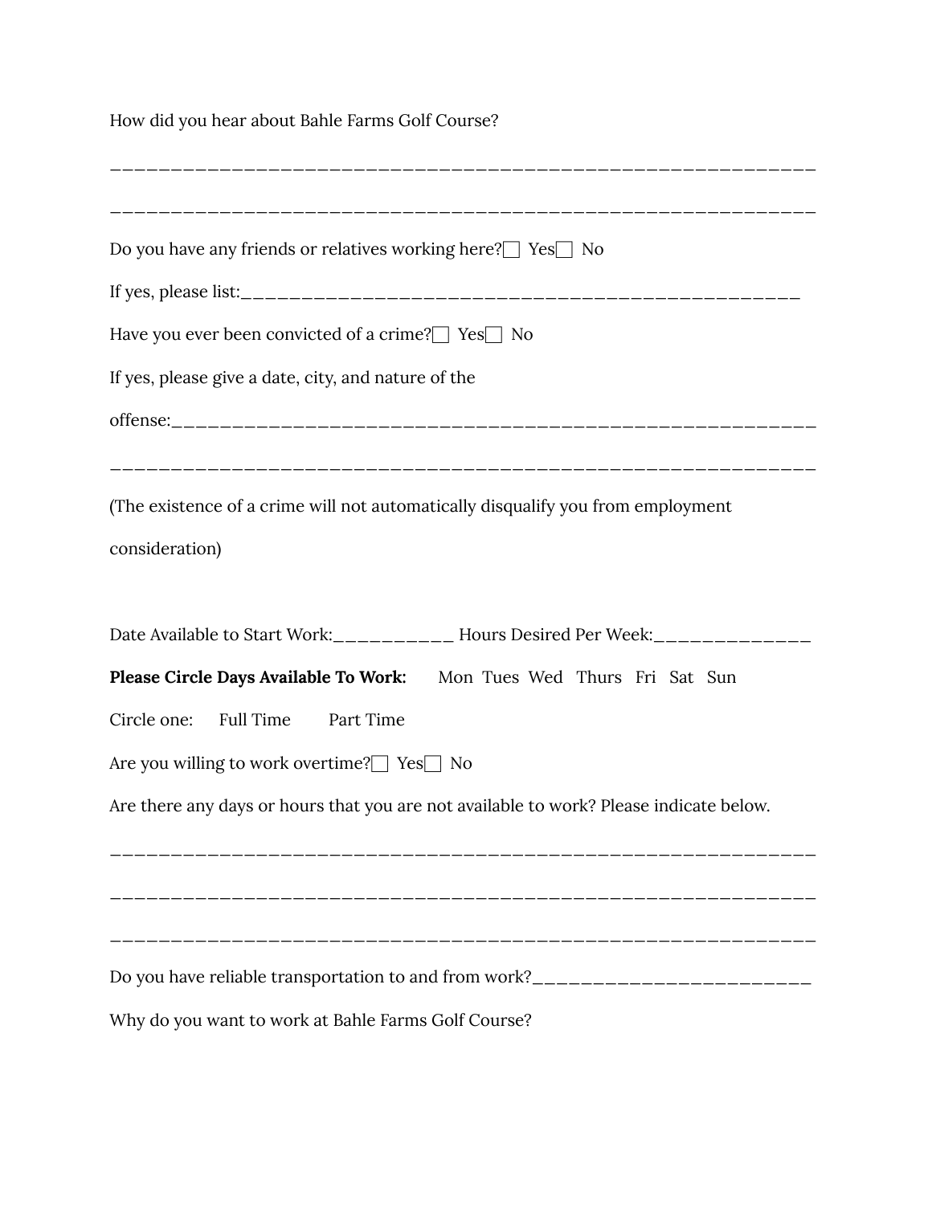How did you hear about Bahle Farms Golf Course?

______________________________________________________________

______________________________________________________________

Do you have any friends or relatives working here?☐ Yes☐ No

If yes, please list:__________________________________________________

Have you ever been convicted of a crime?☐ Yes☐ No

If yes, please give a date, city, and nature of the

offense:______________________________________________________________

______________________________________________________________

(The existence of a crime will not automatically disqualify you from employment consideration)

Date Available to Start Work:___________ Hours Desired Per Week:______________

**Please Circle Days Available To Work:** Mon Tues Wed Thurs Fri Sat Sun

Circle one: Full Time Part Time

Are you willing to work overtime?☐ Yes☐ No

Are there any days or hours that you are not available to work? Please indicate below.

______________________________________________________________

______________________________________________________________

______________________________________________________________

Do you have reliable transportation to and from work?_________________________

Why do you want to work at Bahle Farms Golf Course?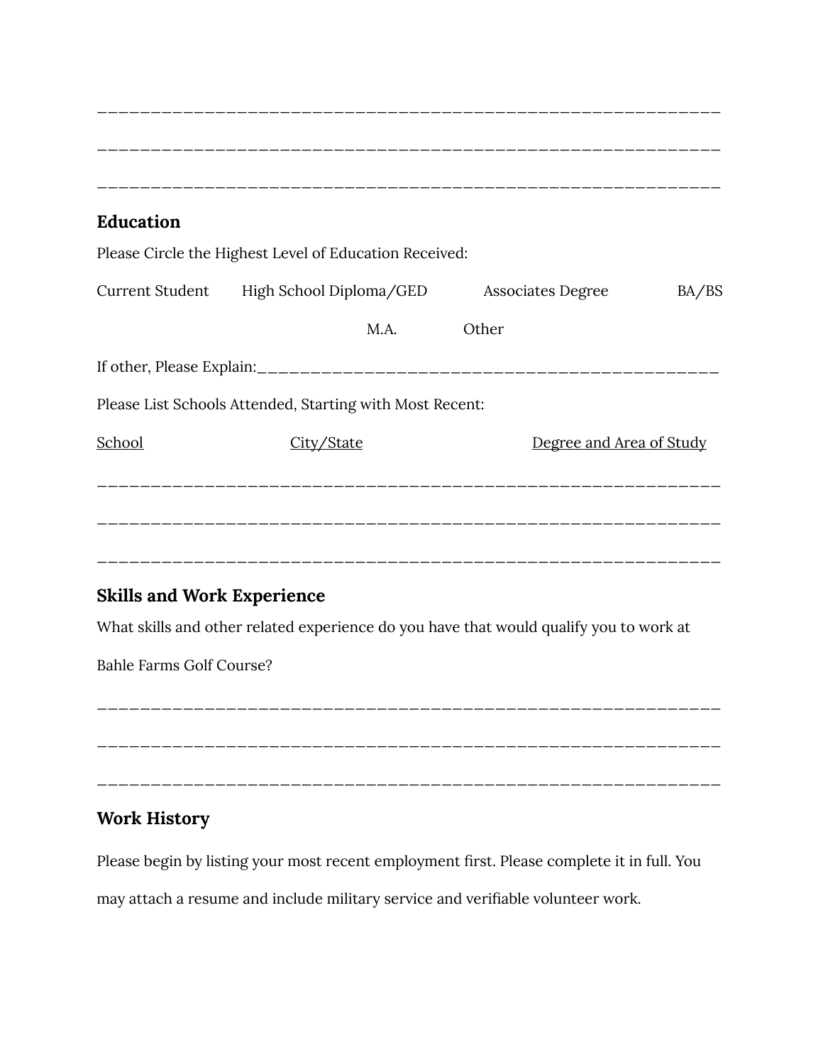______________________________________________________________

______________________________________________________________

______________________________________________________________

## Education

Please Circle the Highest Level of Education Received:

Current Student High School Diploma/GED Associates Degree BA/BS

M.A. Other

If other, Please Explain:______________________________________________

Please List Schools Attended, Starting with Most Recent:

School City/State Degree and Area of Study

______________________________________________________________

______________________________________________________________

______________________________________________________________

## Skills and Work Experience

What skills and other related experience do you have that would qualify you to work at Bahle Farms Golf Course?

______________________________________________________________

______________________________________________________________

______________________________________________________________

## Work History

Please begin by listing your most recent employment first. Please complete it in full. You may attach a resume and include military service and verifiable volunteer work.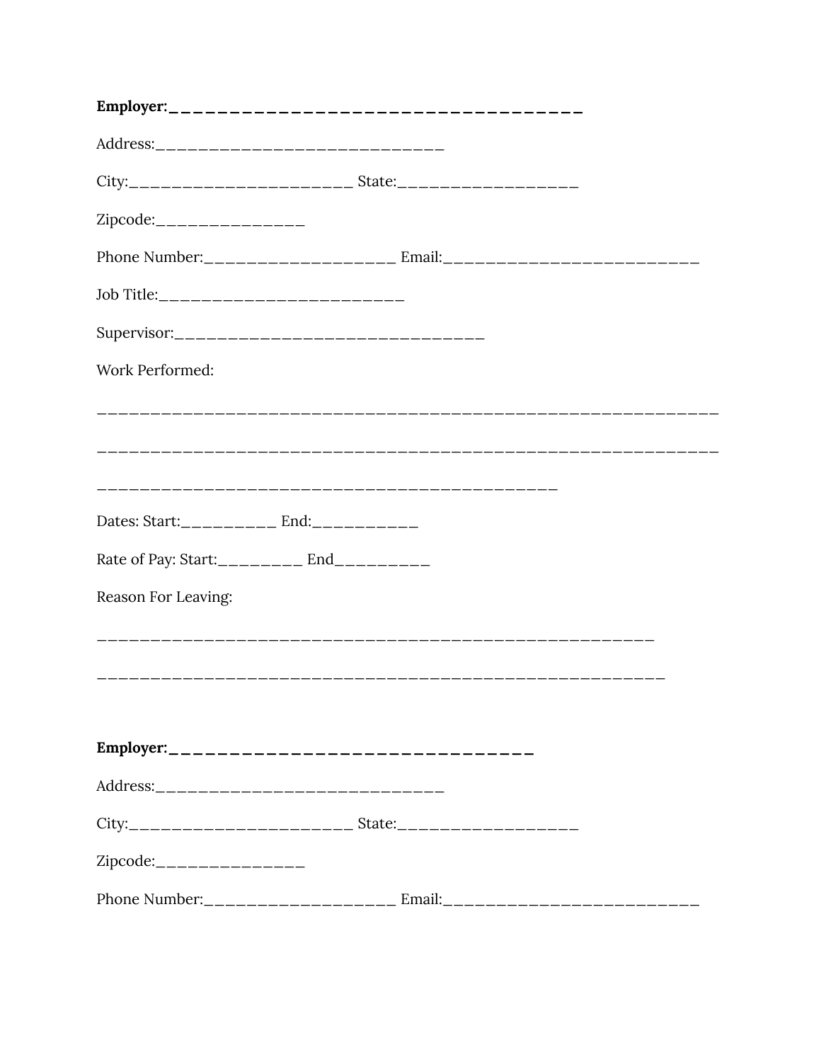**Employer:**___________________________________

Address:______________________________

City:_______________________ State:___________________

Zipcode:_______________

Phone Number:____________________ Email:__________________________

Job Title:_________________________

Supervisor:________________________________

Work Performed:

_________________________________________________________________

_________________________________________________________________

________________________________________________

Dates: Start:__________ End:___________

Rate of Pay: Start:_________ End_________

Reason For Leaving:

__________________________________________________________

___________________________________________________________

**Employer:**_______________________________

Address:______________________________

City:_______________________ State:___________________

Zipcode:_______________

Phone Number:____________________ Email:__________________________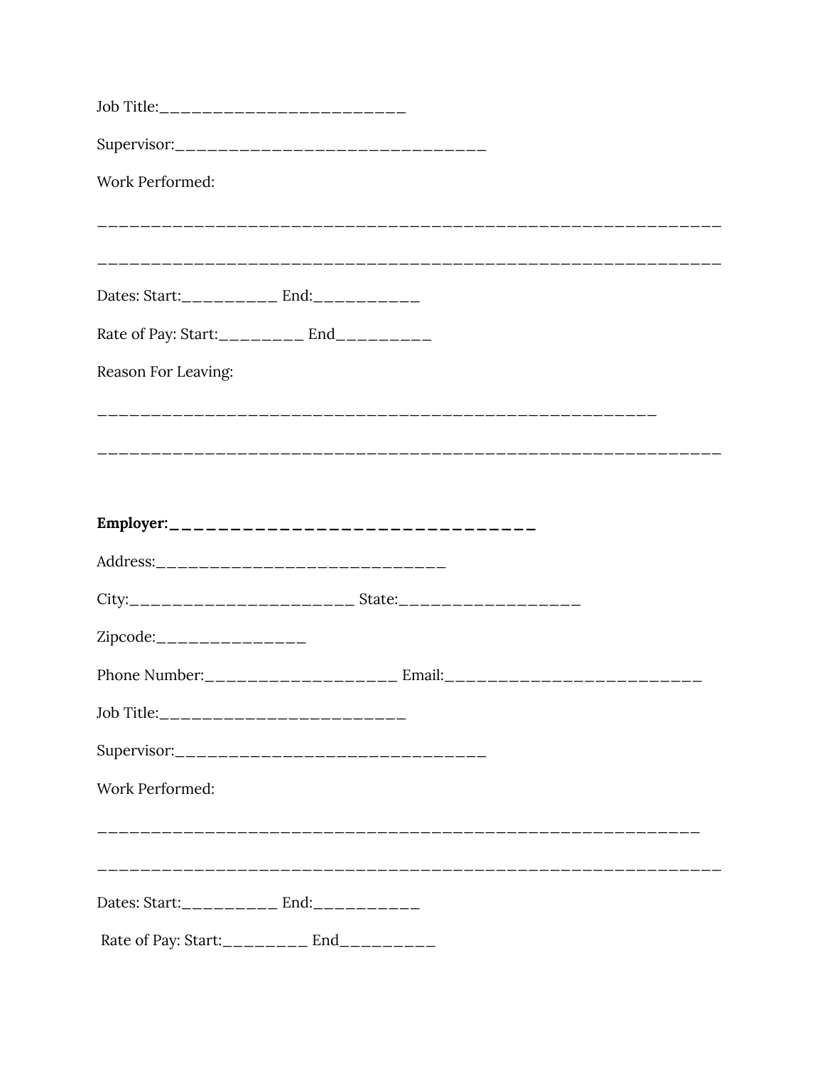Job Title:_________________________

Supervisor:________________________________

Work Performed:

________________________________________________________________

________________________________________________________________

Dates: Start:__________ End:___________

Rate of Pay: Start:_________ End__________

Reason For Leaving:

__________________________________________________________

________________________________________________________________

**Employer:________________________________**

Address:______________________________

City:_______________________ State:___________________

Zipcode:_______________

Phone Number:____________________ Email:__________________________

Job Title:_________________________

Supervisor:________________________________

Work Performed:

______________________________________________________________

________________________________________________________________

Dates: Start:__________ End:___________

Rate of Pay: Start:_________ End__________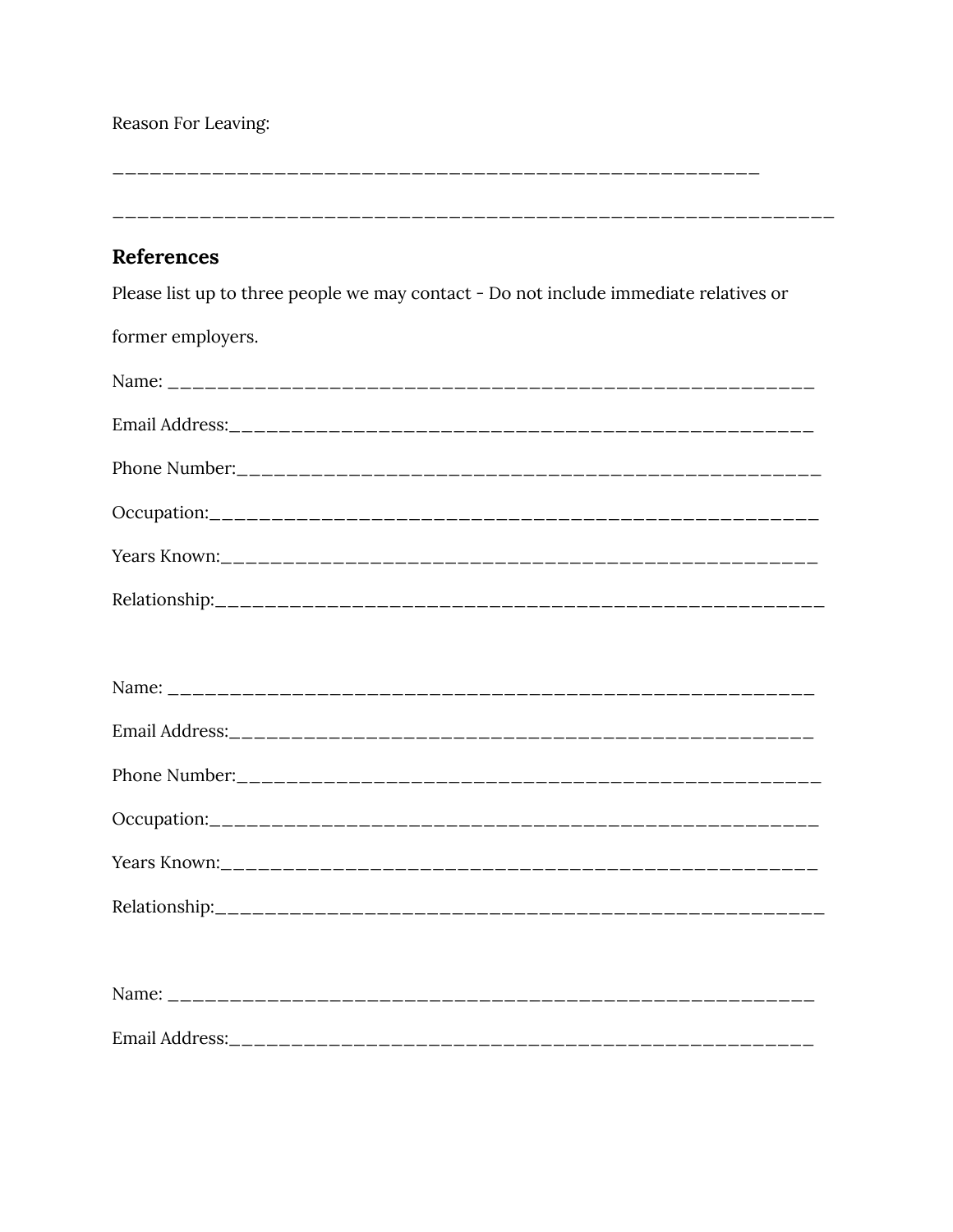Reason For Leaving:

_______________________________________________________

_____________________________________________________________

## References

Please list up to three people we may contact - Do not include immediate relatives or former employers.

Name: _______________________________________________________

Email Address:__________________________________________________

Phone Number:__________________________________________________

Occupation:_____________________________________________________

Years Known:____________________________________________________

Relationship:_____________________________________________________

Name: _______________________________________________________

Email Address:__________________________________________________

Phone Number:__________________________________________________

Occupation:_____________________________________________________

Years Known:____________________________________________________

Relationship:_____________________________________________________

Name: _______________________________________________________

Email Address:__________________________________________________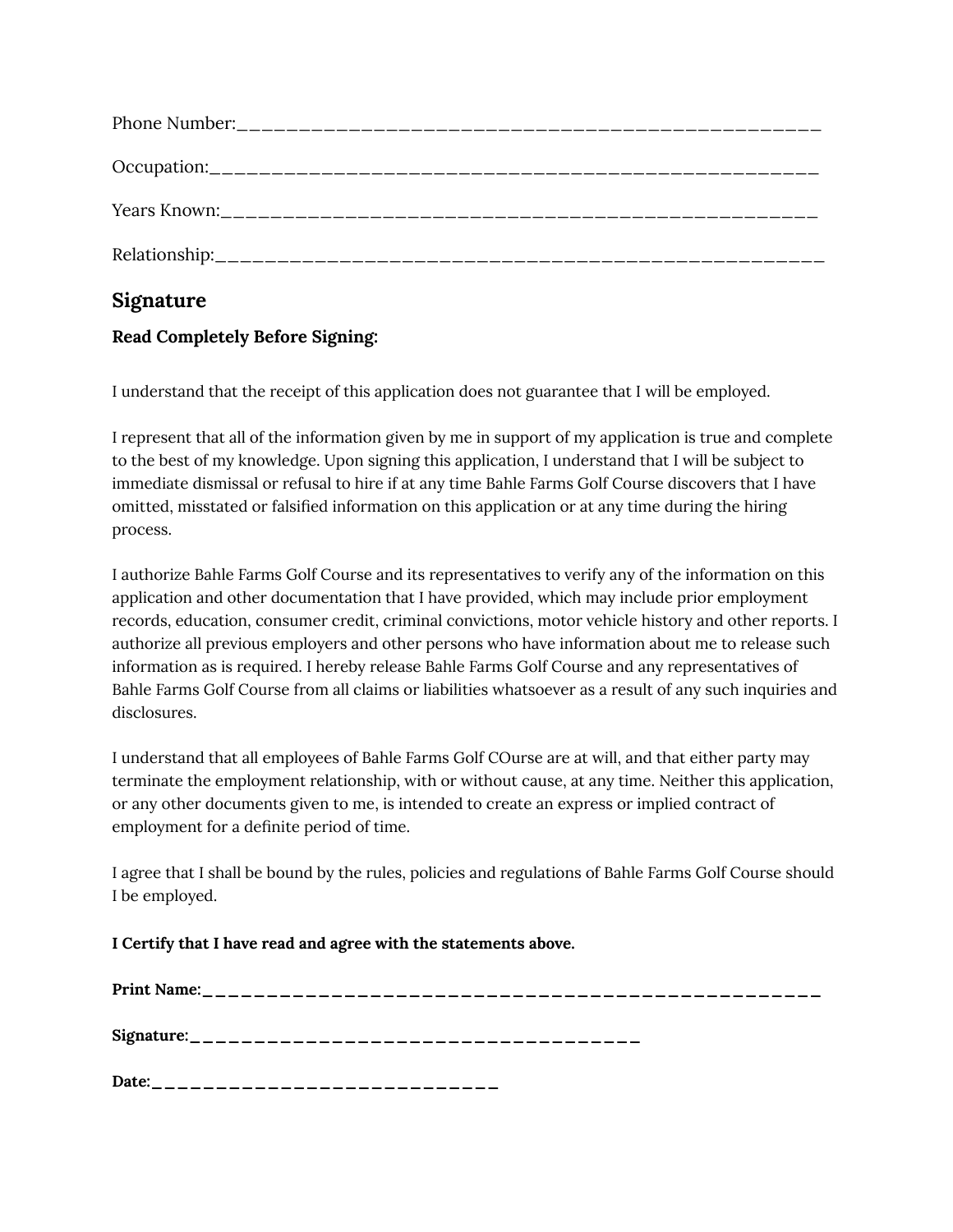Phone Number:_____________________________________________________

Occupation:_______________________________________________________

Years Known:_____________________________________________________

Relationship:______________________________________________________

## Signature

**Read Completely Before Signing:**

I understand that the receipt of this application does not guarantee that I will be employed.

I represent that all of the information given by me in support of my application is true and complete to the best of my knowledge. Upon signing this application, I understand that I will be subject to immediate dismissal or refusal to hire if at any time Bahle Farms Golf Course discovers that I have omitted, misstated or falsified information on this application or at any time during the hiring process.

I authorize Bahle Farms Golf Course and its representatives to verify any of the information on this application and other documentation that I have provided, which may include prior employment records, education, consumer credit, criminal convictions, motor vehicle history and other reports. I authorize all previous employers and other persons who have information about me to release such information as is required. I hereby release Bahle Farms Golf Course and any representatives of Bahle Farms Golf Course from all claims or liabilities whatsoever as a result of any such inquiries and disclosures.

I understand that all employees of Bahle Farms Golf COurse are at will, and that either party may terminate the employment relationship, with or without cause, at any time. Neither this application, or any other documents given to me, is intended to create an express or implied contract of employment for a definite period of time.

I agree that I shall be bound by the rules, policies and regulations of Bahle Farms Golf Course should I be employed.

**I Certify that I have read and agree with the statements above.**

**Print Name:_____________________________________________________**

**Signature:_______________________________________**

**Date:______________________________**